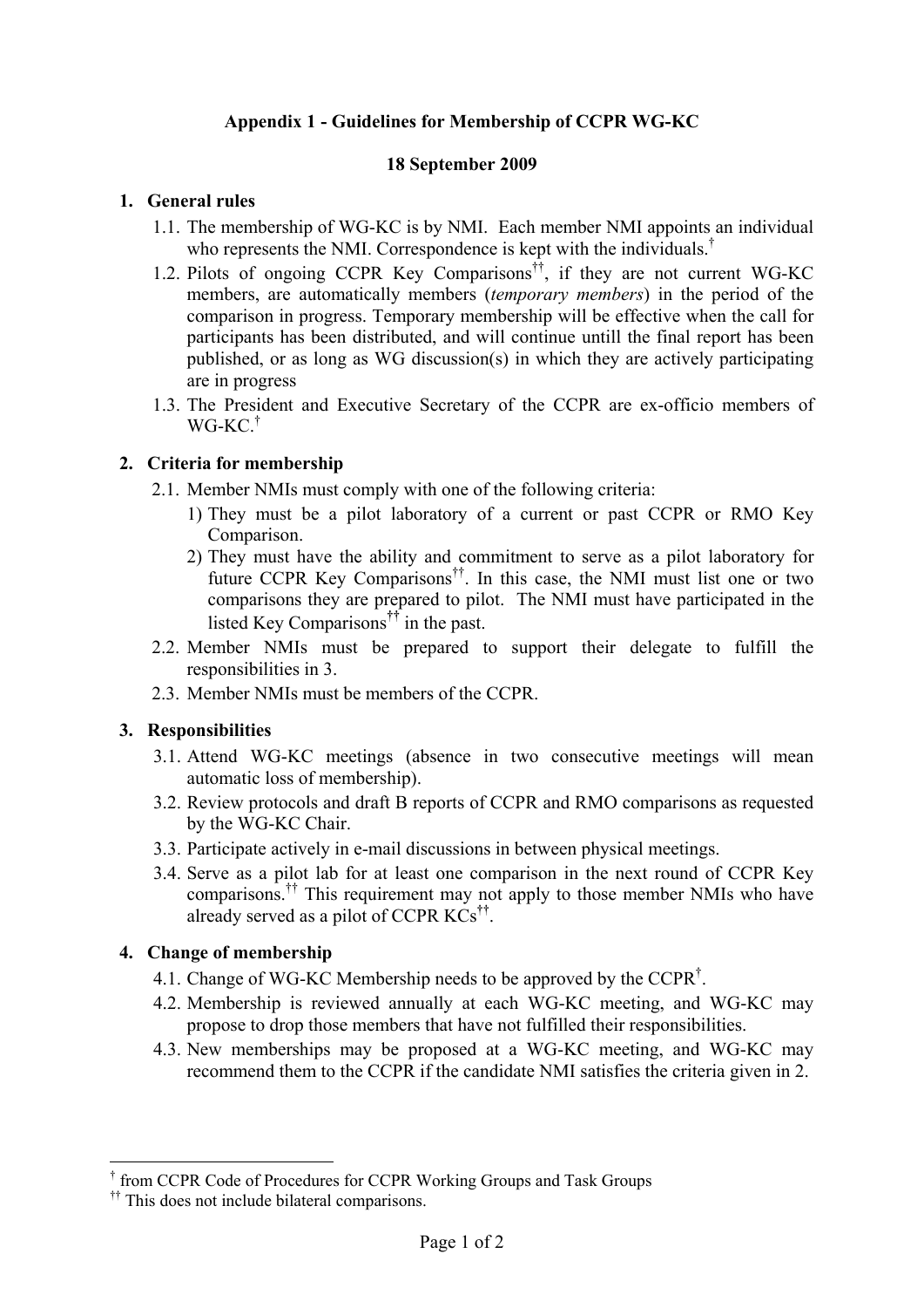**Appendix 1 - Guidelines for Membership of CCPR WG-KC**

**18 September 2009**

## 1. General rules

1.1. The membership of WG-KC is by NMI. Each member NMI appoints an individual who represents the NMI. Correspondence is kept with the individuals.[†]

1.2. Pilots of ongoing CCPR Key Comparisons[††], if they are not current WG-KC members, are automatically members (*temporary members*) in the period of the comparison in progress. Temporary membership will be effective when the call for participants has been distributed, and will continue untill the final report has been published, or as long as WG discussion(s) in which they are actively participating are in progress

1.3. The President and Executive Secretary of the CCPR are ex-officio members of WG-KC.[†]

## 2. Criteria for membership

2.1. Member NMIs must comply with one of the following criteria:

1) They must be a pilot laboratory of a current or past CCPR or RMO Key Comparison.
2) They must have the ability and commitment to serve as a pilot laboratory for future CCPR Key Comparisons[††]. In this case, the NMI must list one or two comparisons they are prepared to pilot. The NMI must have participated in the listed Key Comparisons[††] in the past.

2.2. Member NMIs must be prepared to support their delegate to fulfill the responsibilities in 3.

2.3. Member NMIs must be members of the CCPR.

## 3. Responsibilities

3.1. Attend WG-KC meetings (absence in two consecutive meetings will mean automatic loss of membership).

3.2. Review protocols and draft B reports of CCPR and RMO comparisons as requested by the WG-KC Chair.

3.3. Participate actively in e-mail discussions in between physical meetings.

3.4. Serve as a pilot lab for at least one comparison in the next round of CCPR Key comparisons.[††] This requirement may not apply to those member NMIs who have already served as a pilot of CCPR KCs[††].

## 4. Change of membership

4.1. Change of WG-KC Membership needs to be approved by the CCPR[†].

4.2. Membership is reviewed annually at each WG-KC meeting, and WG-KC may propose to drop those members that have not fulfilled their responsibilities.

4.3. New memberships may be proposed at a WG-KC meeting, and WG-KC may recommend them to the CCPR if the candidate NMI satisfies the criteria given in 2.

---

[†] from CCPR Code of Procedures for CCPR Working Groups and Task Groups

[††] This does not include bilateral comparisons.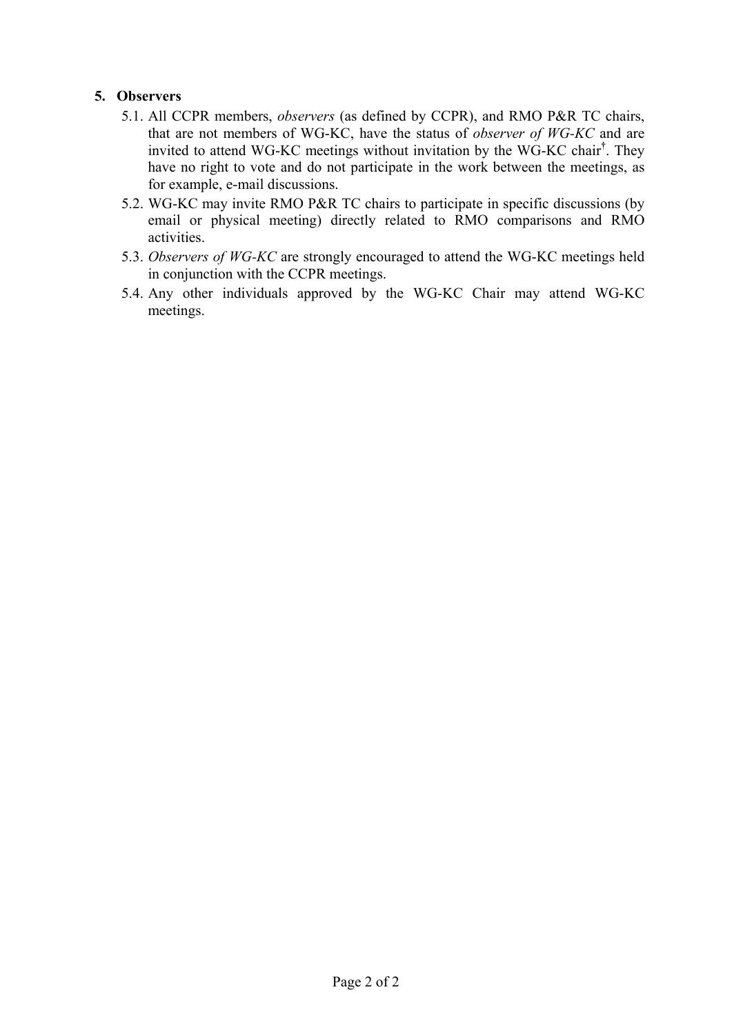## 5. Observers

5.1. All CCPR members, *observers* (as defined by CCPR), and RMO P&R TC chairs, that are not members of WG-KC, have the status of *observer of WG-KC* and are invited to attend WG-KC meetings without invitation by the WG-KC chair[†]. They have no right to vote and do not participate in the work between the meetings, as for example, e-mail discussions.

5.2. WG-KC may invite RMO P&R TC chairs to participate in specific discussions (by email or physical meeting) directly related to RMO comparisons and RMO activities.

5.3. *Observers of WG-KC* are strongly encouraged to attend the WG-KC meetings held in conjunction with the CCPR meetings.

5.4. Any other individuals approved by the WG-KC Chair may attend WG-KC meetings.